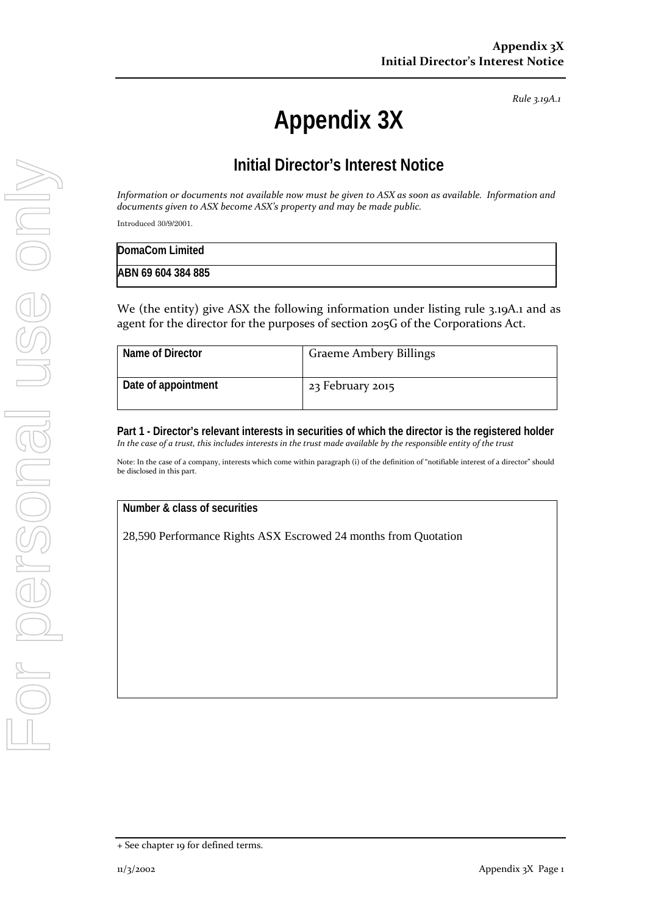*Rule 3.19A.1*

# Appendix 3X

## Initial Director's Interest Notice

*Information or documents not available now must be given to ASX as soon as available. Information and documents given to ASX become ASX's property and may be made public.*

Introduced 30/9/2001.

| DomaCom Limited |
|---|
| ABN 69 604 384 885 |

We (the entity) give ASX the following information under listing rule 3.19A.1 and as agent for the director for the purposes of section 205G of the Corporations Act.

| Name of Director | Graeme Ambery Billings |
|---|---|
| Date of appointment | 23 February 2015 |

**Part 1 - Director's relevant interests in securities of which the director is the registered holder**
*In the case of a trust, this includes interests in the trust made available by the responsible entity of the trust*

Note: In the case of a company, interests which come within paragraph (i) of the definition of "notifiable interest of a director" should be disclosed in this part.

| Number & class of securities |
|---|
| 28,590 Performance Rights ASX Escrowed 24 months from Quotation |

+ See chapter 19 for defined terms.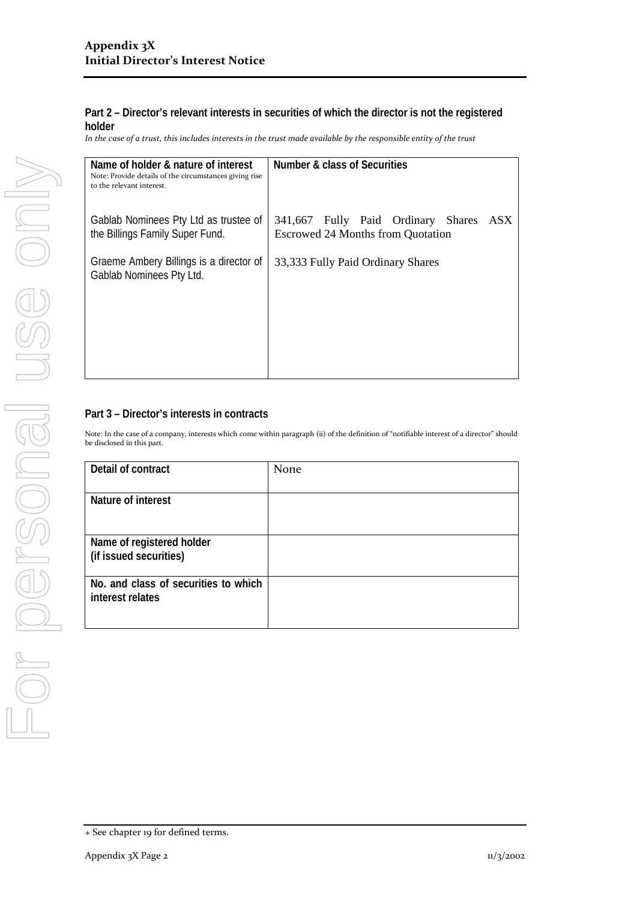## Part 2 – Director's relevant interests in securities of which the director is not the registered holder

*In the case of a trust, this includes interests in the trust made available by the responsible entity of the trust*

| Name of holder & nature of interest<br>Note: Provide details of the circumstances giving rise to the relevant interest. | Number & class of Securities |
|---|---|
| Gablab Nominees Pty Ltd as trustee of the Billings Family Super Fund.<br><br>Graeme Ambery Billings is a director of Gablab Nominees Pty Ltd. | 341,667 Fully Paid Ordinary Shares ASX Escrowed 24 Months from Quotation<br><br>33,333 Fully Paid Ordinary Shares |

## Part 3 – Director's interests in contracts

Note: In the case of a company, interests which come within paragraph (ii) of the definition of "notifiable interest of a director" should be disclosed in this part.

| | |
|---|---|
| **Detail of contract** | None |
| **Nature of interest** | |
| **Name of registered holder (if issued securities)** | |
| **No. and class of securities to which interest relates** | |

+ See chapter 19 for defined terms.